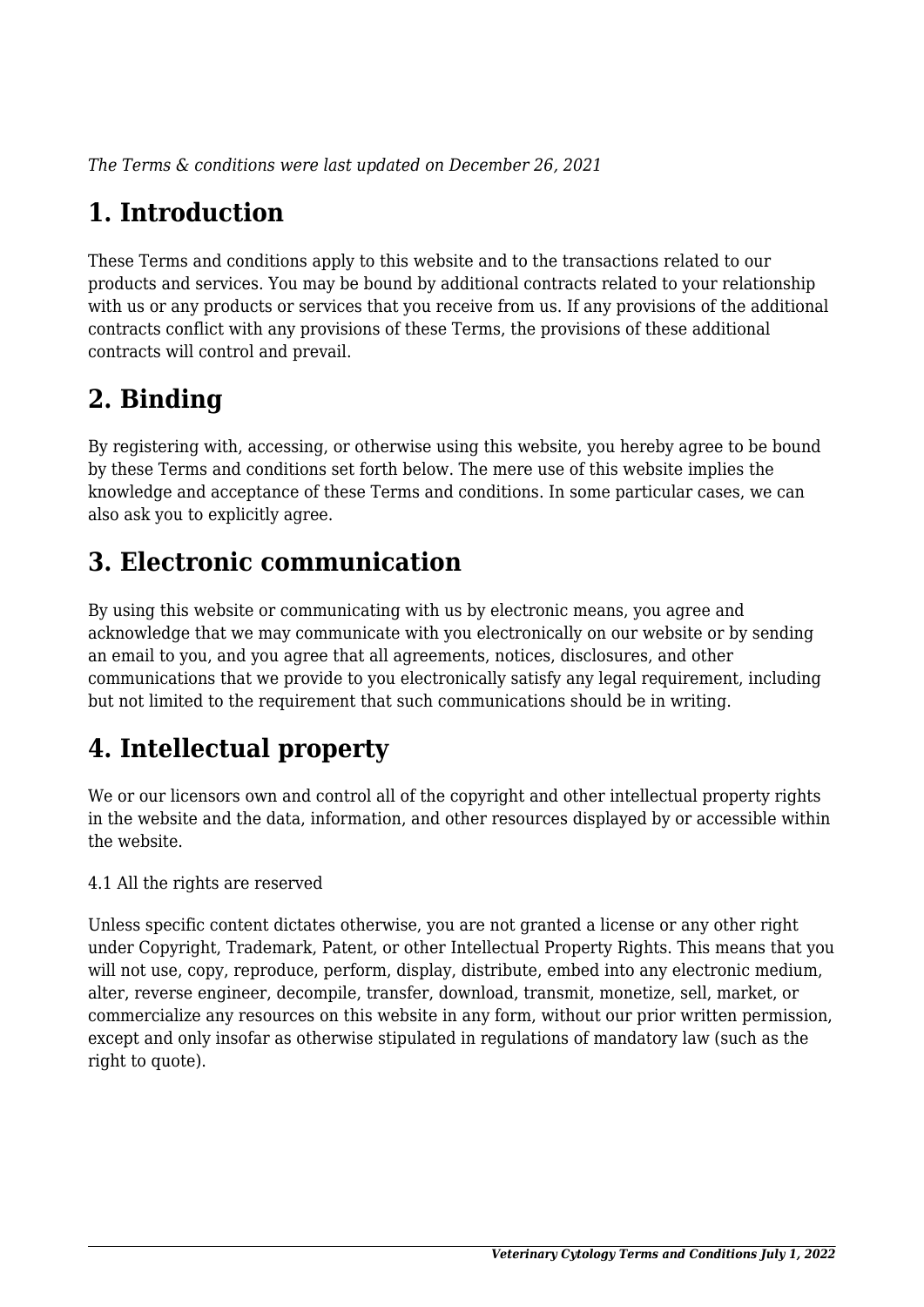*The Terms & conditions were last updated on December 26, 2021*

# 1. Introduction

These Terms and conditions apply to this website and to the transactions related to our products and services. You may be bound by additional contracts related to your relationship with us or any products or services that you receive from us. If any provisions of the additional contracts conflict with any provisions of these Terms, the provisions of these additional contracts will control and prevail.

# 2. Binding

By registering with, accessing, or otherwise using this website, you hereby agree to be bound by these Terms and conditions set forth below. The mere use of this website implies the knowledge and acceptance of these Terms and conditions. In some particular cases, we can also ask you to explicitly agree.

# 3. Electronic communication

By using this website or communicating with us by electronic means, you agree and acknowledge that we may communicate with you electronically on our website or by sending an email to you, and you agree that all agreements, notices, disclosures, and other communications that we provide to you electronically satisfy any legal requirement, including but not limited to the requirement that such communications should be in writing.

# 4. Intellectual property

We or our licensors own and control all of the copyright and other intellectual property rights in the website and the data, information, and other resources displayed by or accessible within the website.

4.1 All the rights are reserved

Unless specific content dictates otherwise, you are not granted a license or any other right under Copyright, Trademark, Patent, or other Intellectual Property Rights. This means that you will not use, copy, reproduce, perform, display, distribute, embed into any electronic medium, alter, reverse engineer, decompile, transfer, download, transmit, monetize, sell, market, or commercialize any resources on this website in any form, without our prior written permission, except and only insofar as otherwise stipulated in regulations of mandatory law (such as the right to quote).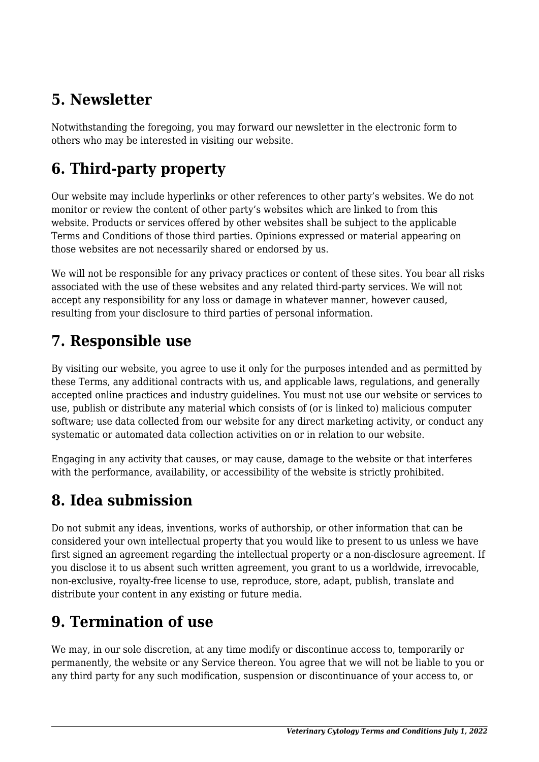## 5. Newsletter

Notwithstanding the foregoing, you may forward our newsletter in the electronic form to others who may be interested in visiting our website.

## 6. Third-party property

Our website may include hyperlinks or other references to other party's websites. We do not monitor or review the content of other party's websites which are linked to from this website. Products or services offered by other websites shall be subject to the applicable Terms and Conditions of those third parties. Opinions expressed or material appearing on those websites are not necessarily shared or endorsed by us.

We will not be responsible for any privacy practices or content of these sites. You bear all risks associated with the use of these websites and any related third-party services. We will not accept any responsibility for any loss or damage in whatever manner, however caused, resulting from your disclosure to third parties of personal information.

## 7. Responsible use

By visiting our website, you agree to use it only for the purposes intended and as permitted by these Terms, any additional contracts with us, and applicable laws, regulations, and generally accepted online practices and industry guidelines. You must not use our website or services to use, publish or distribute any material which consists of (or is linked to) malicious computer software; use data collected from our website for any direct marketing activity, or conduct any systematic or automated data collection activities on or in relation to our website.

Engaging in any activity that causes, or may cause, damage to the website or that interferes with the performance, availability, or accessibility of the website is strictly prohibited.

## 8. Idea submission

Do not submit any ideas, inventions, works of authorship, or other information that can be considered your own intellectual property that you would like to present to us unless we have first signed an agreement regarding the intellectual property or a non-disclosure agreement. If you disclose it to us absent such written agreement, you grant to us a worldwide, irrevocable, non-exclusive, royalty-free license to use, reproduce, store, adapt, publish, translate and distribute your content in any existing or future media.

## 9. Termination of use

We may, in our sole discretion, at any time modify or discontinue access to, temporarily or permanently, the website or any Service thereon. You agree that we will not be liable to you or any third party for any such modification, suspension or discontinuance of your access to, or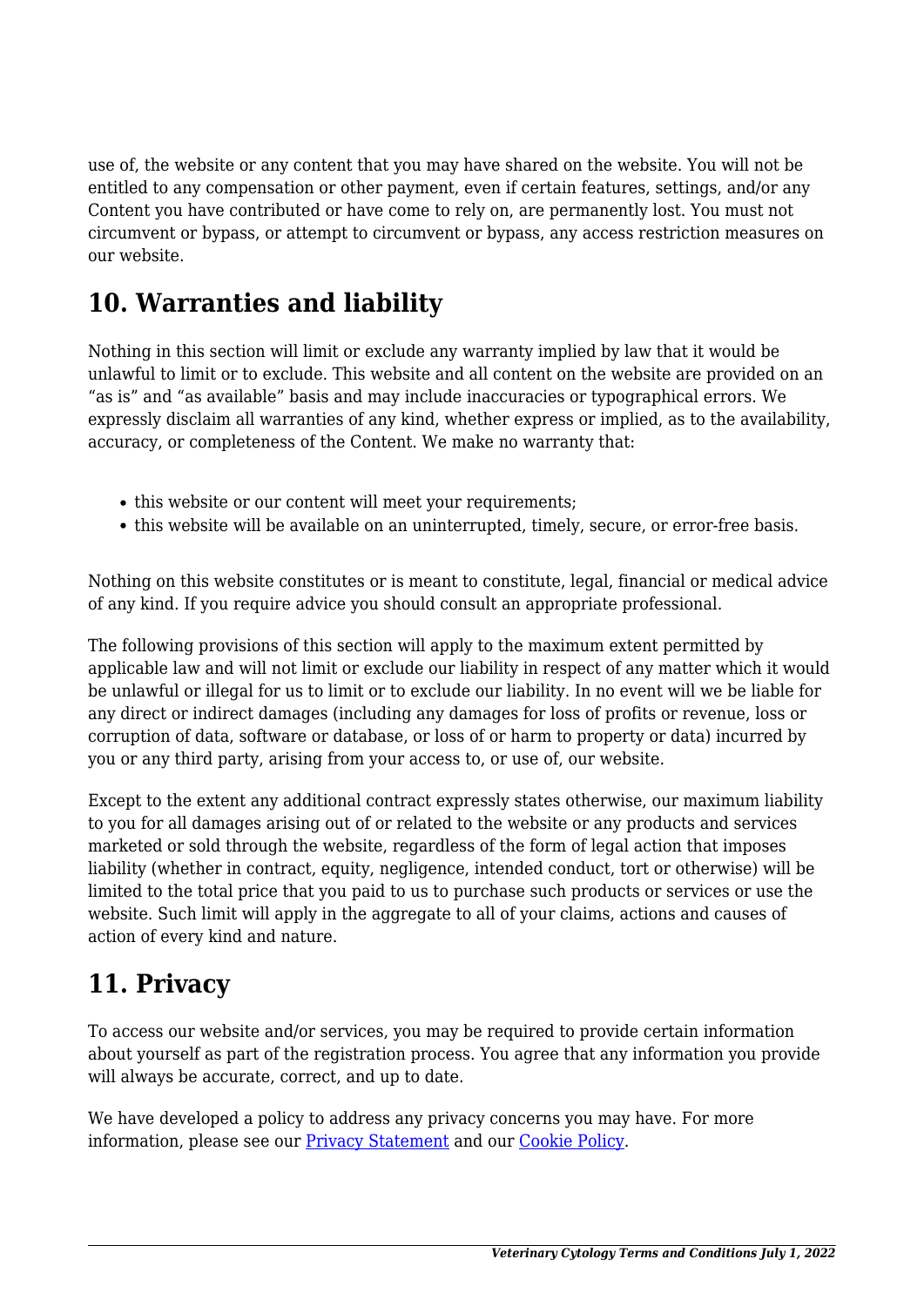use of, the website or any content that you may have shared on the website. You will not be entitled to any compensation or other payment, even if certain features, settings, and/or any Content you have contributed or have come to rely on, are permanently lost. You must not circumvent or bypass, or attempt to circumvent or bypass, any access restriction measures on our website.

## 10. Warranties and liability

Nothing in this section will limit or exclude any warranty implied by law that it would be unlawful to limit or to exclude. This website and all content on the website are provided on an "as is" and "as available" basis and may include inaccuracies or typographical errors. We expressly disclaim all warranties of any kind, whether express or implied, as to the availability, accuracy, or completeness of the Content. We make no warranty that:

- this website or our content will meet your requirements;
- this website will be available on an uninterrupted, timely, secure, or error-free basis.

Nothing on this website constitutes or is meant to constitute, legal, financial or medical advice of any kind. If you require advice you should consult an appropriate professional.

The following provisions of this section will apply to the maximum extent permitted by applicable law and will not limit or exclude our liability in respect of any matter which it would be unlawful or illegal for us to limit or to exclude our liability. In no event will we be liable for any direct or indirect damages (including any damages for loss of profits or revenue, loss or corruption of data, software or database, or loss of or harm to property or data) incurred by you or any third party, arising from your access to, or use of, our website.

Except to the extent any additional contract expressly states otherwise, our maximum liability to you for all damages arising out of or related to the website or any products and services marketed or sold through the website, regardless of the form of legal action that imposes liability (whether in contract, equity, negligence, intended conduct, tort or otherwise) will be limited to the total price that you paid to us to purchase such products or services or use the website. Such limit will apply in the aggregate to all of your claims, actions and causes of action of every kind and nature.

## 11. Privacy

To access our website and/or services, you may be required to provide certain information about yourself as part of the registration process. You agree that any information you provide will always be accurate, correct, and up to date.

We have developed a policy to address any privacy concerns you may have. For more information, please see our [Privacy Statement]() and our [Cookie Policy]().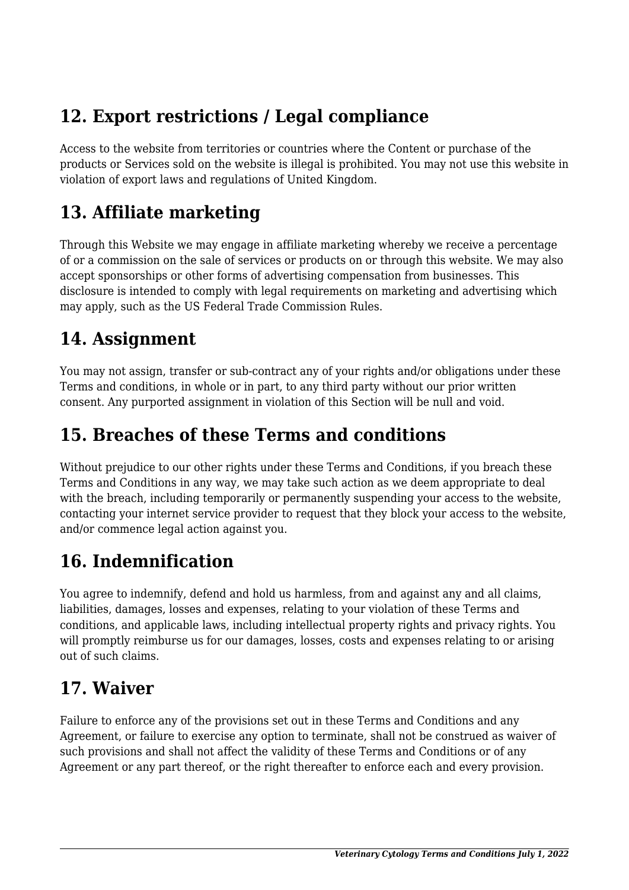## 12. Export restrictions / Legal compliance

Access to the website from territories or countries where the Content or purchase of the products or Services sold on the website is illegal is prohibited. You may not use this website in violation of export laws and regulations of United Kingdom.

## 13. Affiliate marketing

Through this Website we may engage in affiliate marketing whereby we receive a percentage of or a commission on the sale of services or products on or through this website. We may also accept sponsorships or other forms of advertising compensation from businesses. This disclosure is intended to comply with legal requirements on marketing and advertising which may apply, such as the US Federal Trade Commission Rules.

## 14. Assignment

You may not assign, transfer or sub-contract any of your rights and/or obligations under these Terms and conditions, in whole or in part, to any third party without our prior written consent. Any purported assignment in violation of this Section will be null and void.

## 15. Breaches of these Terms and conditions

Without prejudice to our other rights under these Terms and Conditions, if you breach these Terms and Conditions in any way, we may take such action as we deem appropriate to deal with the breach, including temporarily or permanently suspending your access to the website, contacting your internet service provider to request that they block your access to the website, and/or commence legal action against you.

## 16. Indemnification

You agree to indemnify, defend and hold us harmless, from and against any and all claims, liabilities, damages, losses and expenses, relating to your violation of these Terms and conditions, and applicable laws, including intellectual property rights and privacy rights. You will promptly reimburse us for our damages, losses, costs and expenses relating to or arising out of such claims.

## 17. Waiver

Failure to enforce any of the provisions set out in these Terms and Conditions and any Agreement, or failure to exercise any option to terminate, shall not be construed as waiver of such provisions and shall not affect the validity of these Terms and Conditions or of any Agreement or any part thereof, or the right thereafter to enforce each and every provision.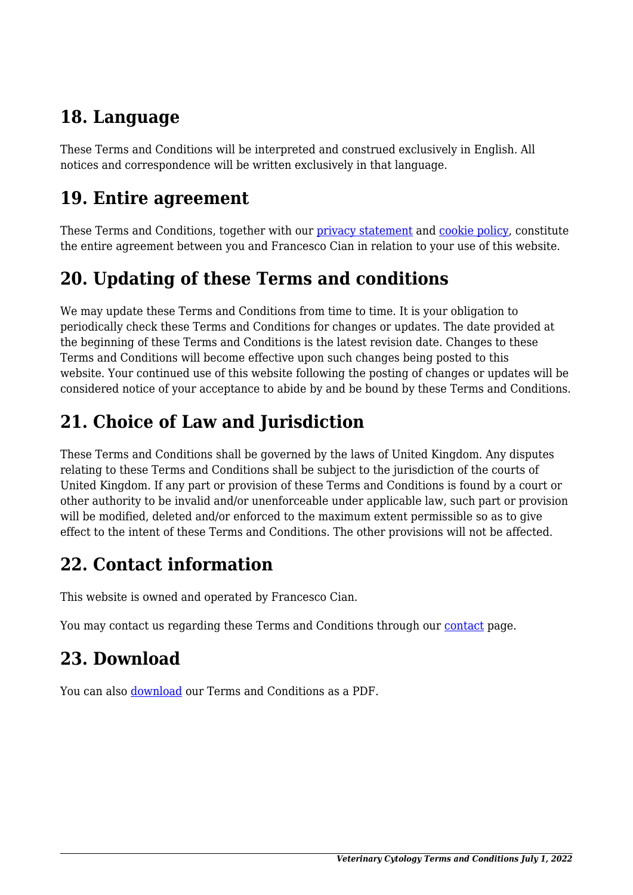## 18. Language

These Terms and Conditions will be interpreted and construed exclusively in English. All notices and correspondence will be written exclusively in that language.

## 19. Entire agreement

These Terms and Conditions, together with our privacy statement and cookie policy, constitute the entire agreement between you and Francesco Cian in relation to your use of this website.

## 20. Updating of these Terms and conditions

We may update these Terms and Conditions from time to time. It is your obligation to periodically check these Terms and Conditions for changes or updates. The date provided at the beginning of these Terms and Conditions is the latest revision date. Changes to these Terms and Conditions will become effective upon such changes being posted to this website. Your continued use of this website following the posting of changes or updates will be considered notice of your acceptance to abide by and be bound by these Terms and Conditions.

## 21. Choice of Law and Jurisdiction

These Terms and Conditions shall be governed by the laws of United Kingdom. Any disputes relating to these Terms and Conditions shall be subject to the jurisdiction of the courts of United Kingdom. If any part or provision of these Terms and Conditions is found by a court or other authority to be invalid and/or unenforceable under applicable law, such part or provision will be modified, deleted and/or enforced to the maximum extent permissible so as to give effect to the intent of these Terms and Conditions. The other provisions will not be affected.

## 22. Contact information

This website is owned and operated by Francesco Cian.

You may contact us regarding these Terms and Conditions through our contact page.

## 23. Download

You can also download our Terms and Conditions as a PDF.